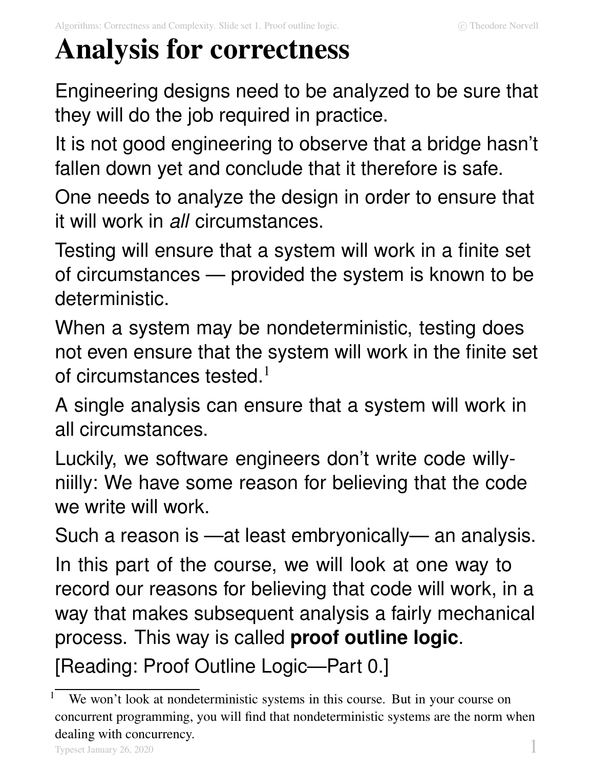# Analysis for correctness

Engineering designs need to be analyzed to be sure that they will do the job required in practice.

It is not good engineering to observe that a bridge hasn't fallen down yet and conclude that it therefore is safe.

One needs to analyze the design in order to ensure that it will work in *all* circumstances.

Testing will ensure that a system will work in a finite set of circumstances — provided the system is known to be deterministic.

When a system may be nondeterministic, testing does not even ensure that the system will work in the finite set of circumstances tested.[1]

A single analysis can ensure that a system will work in all circumstances.

Luckily, we software engineers don't write code willy-niilly: We have some reason for believing that the code we write will work.

Such a reason is —at least embryonically— an analysis.

In this part of the course, we will look at one way to record our reasons for believing that code will work, in a way that makes subsequent analysis a fairly mechanical process. This way is called **proof outline logic**.

[Reading: Proof Outline Logic—Part 0.]

---

[1] We won't look at nondeterministic systems in this course. But in your course on concurrent programming, you will find that nondeterministic systems are the norm when dealing with concurrency.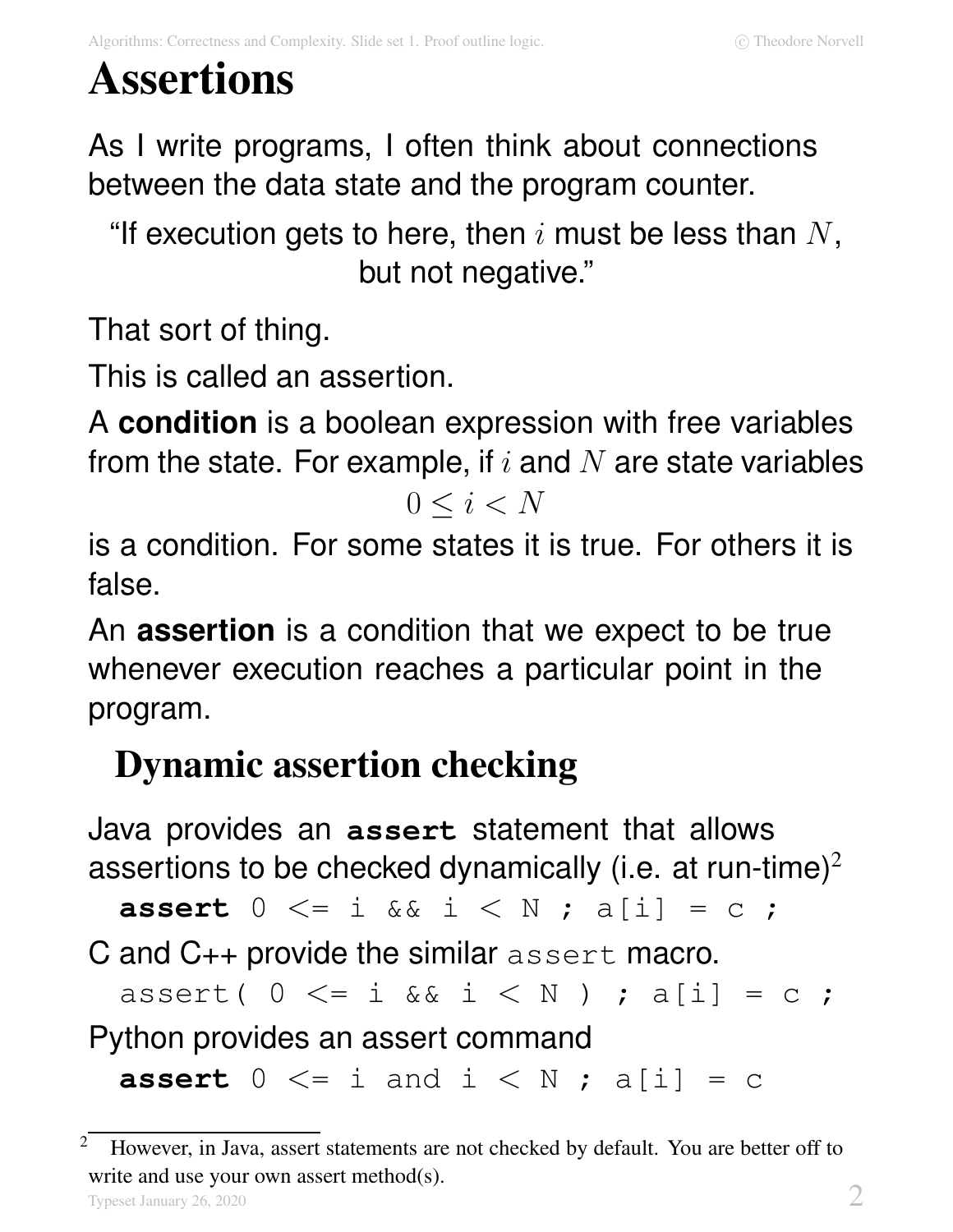# Assertions

As I write programs, I often think about connections between the data state and the program counter.

"If execution gets to here, then $i$ must be less than $N$, but not negative."

That sort of thing.

This is called an assertion.

A **condition** is a boolean expression with free variables from the state. For example, if $i$ and $N$ are state variables

$$0 \le i < N$$

is a condition. For some states it is true. For others it is false.

An **assertion** is a condition that we expect to be true whenever execution reaches a particular point in the program.

## Dynamic assertion checking

Java provides an **assert** statement that allows assertions to be checked dynamically (i.e. at run-time)[2]

```
assert 0 <= i && i < N ; a[i] = c ;
```

C and C++ provide the similar `assert` macro.

```
assert( 0 <= i && i < N ) ; a[i] = c ;
```

Python provides an assert command

```
assert 0 <= i and i < N ; a[i] = c
```

[2] However, in Java, assert statements are not checked by default. You are better off to write and use your own assert method(s).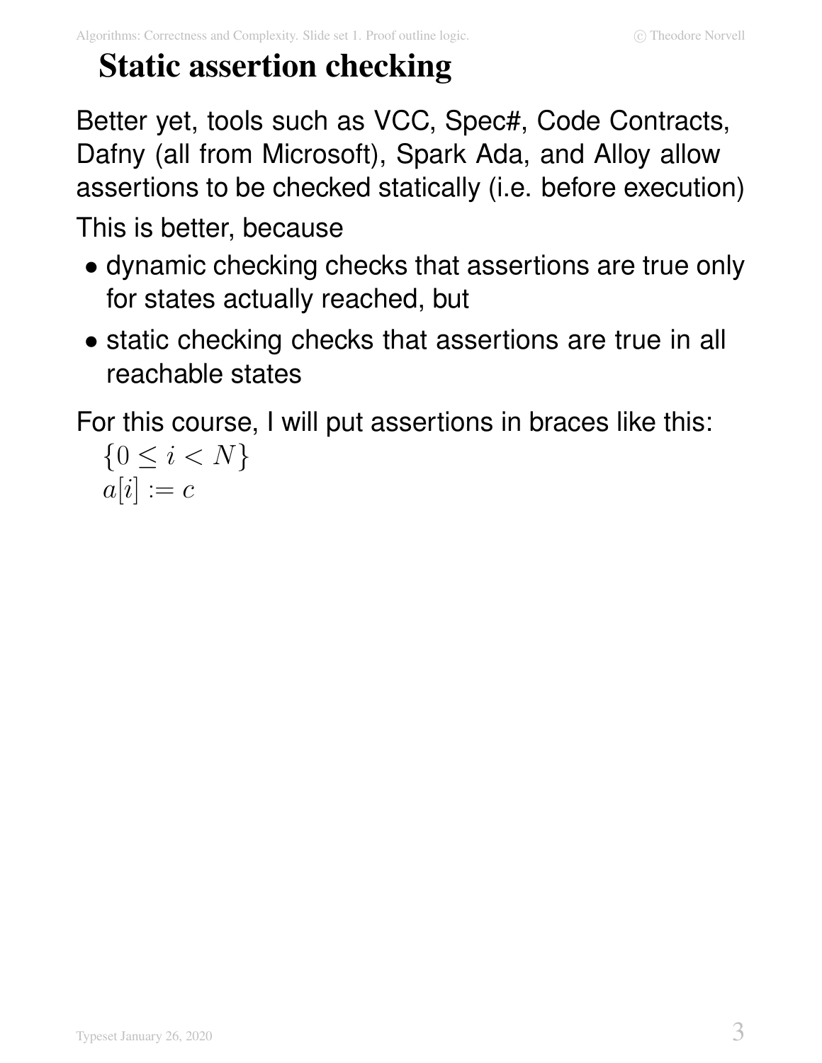# Static assertion checking

Better yet, tools such as VCC, Spec#, Code Contracts, Dafny (all from Microsoft), Spark Ada, and Alloy allow assertions to be checked statically (i.e. before execution)

This is better, because

- dynamic checking checks that assertions are true only for states actually reached, but
- static checking checks that assertions are true in all reachable states

For this course, I will put assertions in braces like this:

$\{0 \leq i < N\}$
$a[i] := c$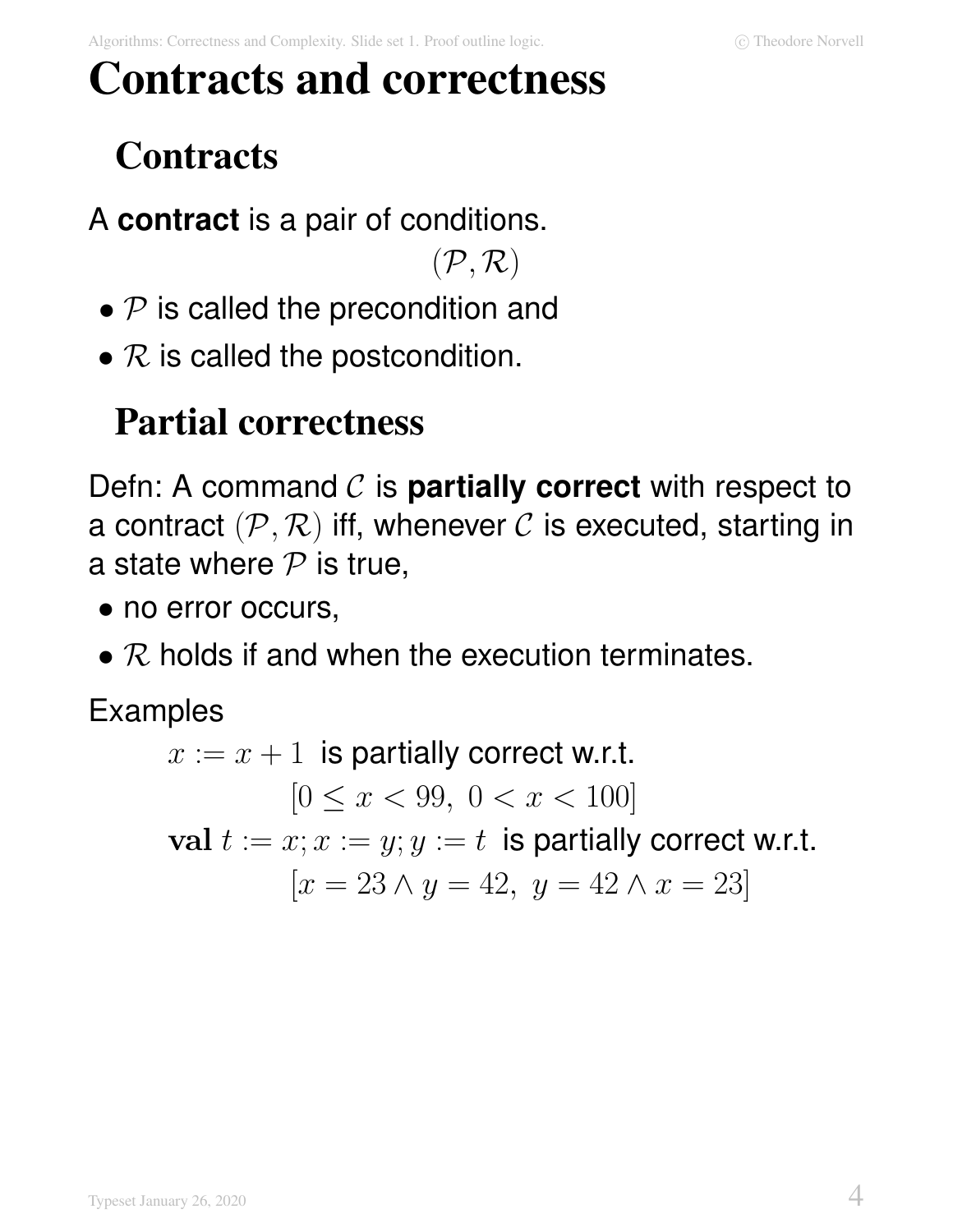# Contracts and correctness

## Contracts

A **contract** is a pair of conditions.

$$(\mathcal{P}, \mathcal{R})$$

- $\mathcal{P}$ is called the precondition and
- $\mathcal{R}$ is called the postcondition.

## Partial correctness

Defn: A command $\mathcal{C}$ is **partially correct** with respect to a contract $(\mathcal{P}, \mathcal{R})$ iff, whenever $\mathcal{C}$ is executed, starting in a state where $\mathcal{P}$ is true,

- no error occurs,
- $\mathcal{R}$ holds if and when the execution terminates.

Examples

$x := x + 1$ is partially correct w.r.t.

$$[0 \le x < 99,\ 0 < x < 100]$$

$\mathbf{val}\ t := x; x := y; y := t$ is partially correct w.r.t.

$$[x = 23 \wedge y = 42,\ y = 42 \wedge x = 23]$$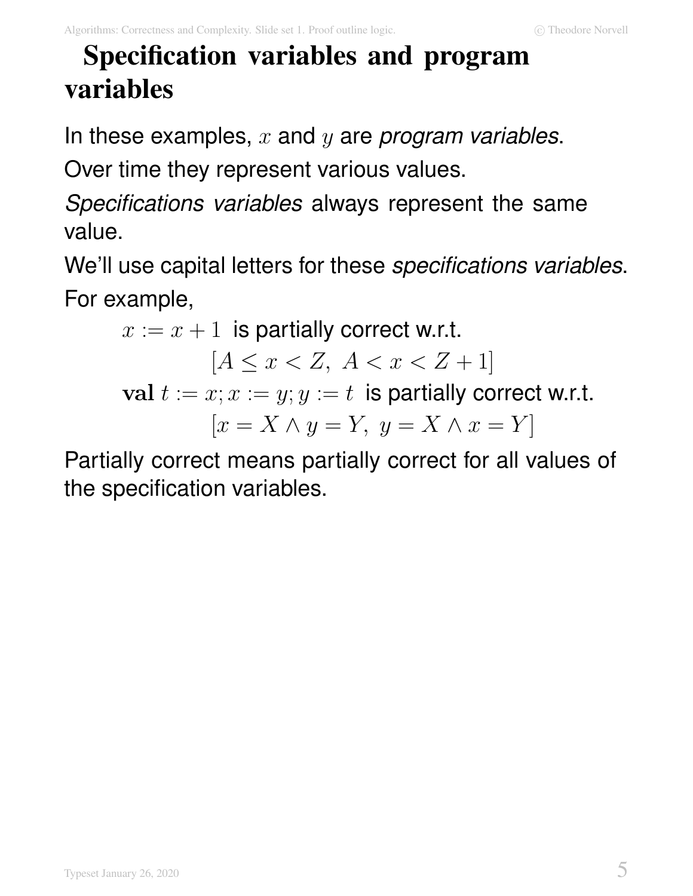# Specification variables and program variables

In these examples, $x$ and $y$ are *program variables*.

Over time they represent various values.

*Specifications variables* always represent the same value.

We'll use capital letters for these *specifications variables*.

For example,

$x := x + 1$ is partially correct w.r.t.

$$[A \leq x < Z,\ A < x < Z + 1]$$

$\mathbf{val}\ t := x; x := y; y := t$ is partially correct w.r.t.

$$[x = X \wedge y = Y,\ y = X \wedge x = Y]$$

Partially correct means partially correct for all values of the specification variables.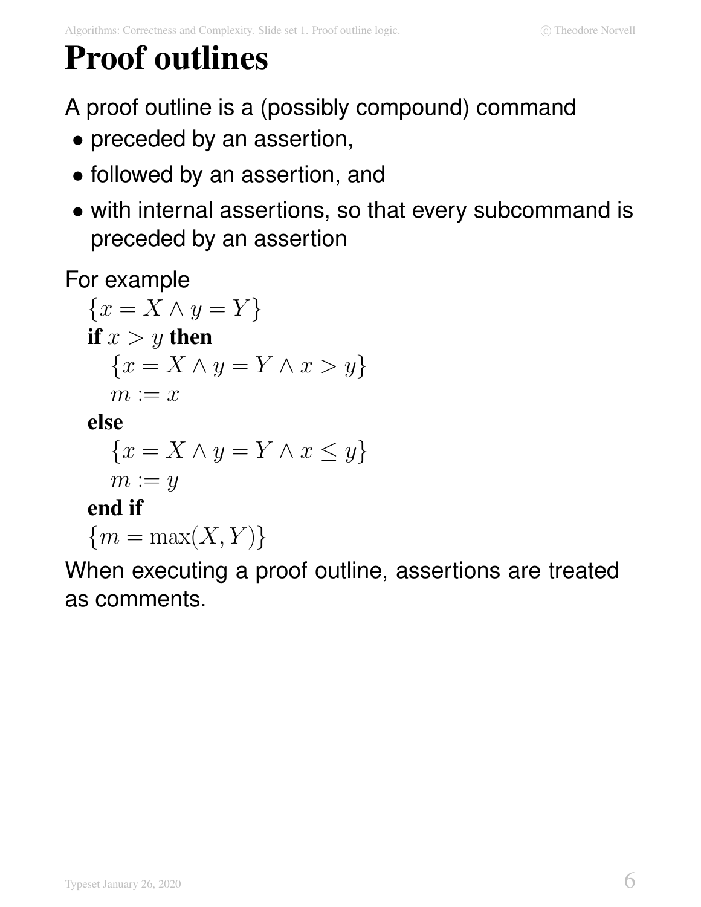# Proof outlines

A proof outline is a (possibly compound) command

- preceded by an assertion,
- followed by an assertion, and
- with internal assertions, so that every subcommand is preceded by an assertion

For example

$\{x = X \wedge y = Y\}$  
**if** $x > y$ **then**  
  $\{x = X \wedge y = Y \wedge x > y\}$  
  $m := x$  
**else**  
  $\{x = X \wedge y = Y \wedge x \leq y\}$  
  $m := y$  
**end if**  
$\{m = \max(X, Y)\}$

When executing a proof outline, assertions are treated as comments.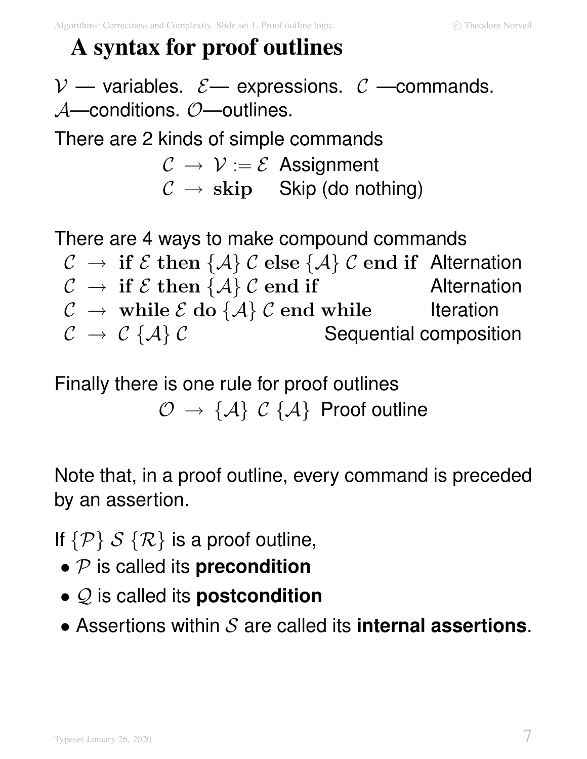# A syntax for proof outlines

$\mathcal{V}$ — variables. $\mathcal{E}$— expressions. $\mathcal{C}$ —commands. $\mathcal{A}$—conditions. $\mathcal{O}$—outlines.

There are 2 kinds of simple commands

$$\mathcal{C} \to \mathcal{V} := \mathcal{E} \quad \text{Assignment}$$

$$\mathcal{C} \to \mathbf{skip} \quad \text{Skip (do nothing)}$$

There are 4 ways to make compound commands

$$\mathcal{C} \to \mathbf{if}\ \mathcal{E}\ \mathbf{then}\ \{\mathcal{A}\}\ \mathcal{C}\ \mathbf{else}\ \{\mathcal{A}\}\ \mathcal{C}\ \mathbf{end\ if} \quad \text{Alternation}$$

$$\mathcal{C} \to \mathbf{if}\ \mathcal{E}\ \mathbf{then}\ \{\mathcal{A}\}\ \mathcal{C}\ \mathbf{end\ if} \quad \text{Alternation}$$

$$\mathcal{C} \to \mathbf{while}\ \mathcal{E}\ \mathbf{do}\ \{\mathcal{A}\}\ \mathcal{C}\ \mathbf{end\ while} \quad \text{Iteration}$$

$$\mathcal{C} \to \mathcal{C}\ \{\mathcal{A}\}\ \mathcal{C} \quad \text{Sequential composition}$$

Finally there is one rule for proof outlines

$$\mathcal{O} \to \{\mathcal{A}\}\ \mathcal{C}\ \{\mathcal{A}\} \quad \text{Proof outline}$$

Note that, in a proof outline, every command is preceded by an assertion.

If $\{\mathcal{P}\}\ \mathcal{S}\ \{\mathcal{R}\}$ is a proof outline,

- $\mathcal{P}$ is called its **precondition**
- $\mathcal{Q}$ is called its **postcondition**
- Assertions within $\mathcal{S}$ are called its **internal assertions**.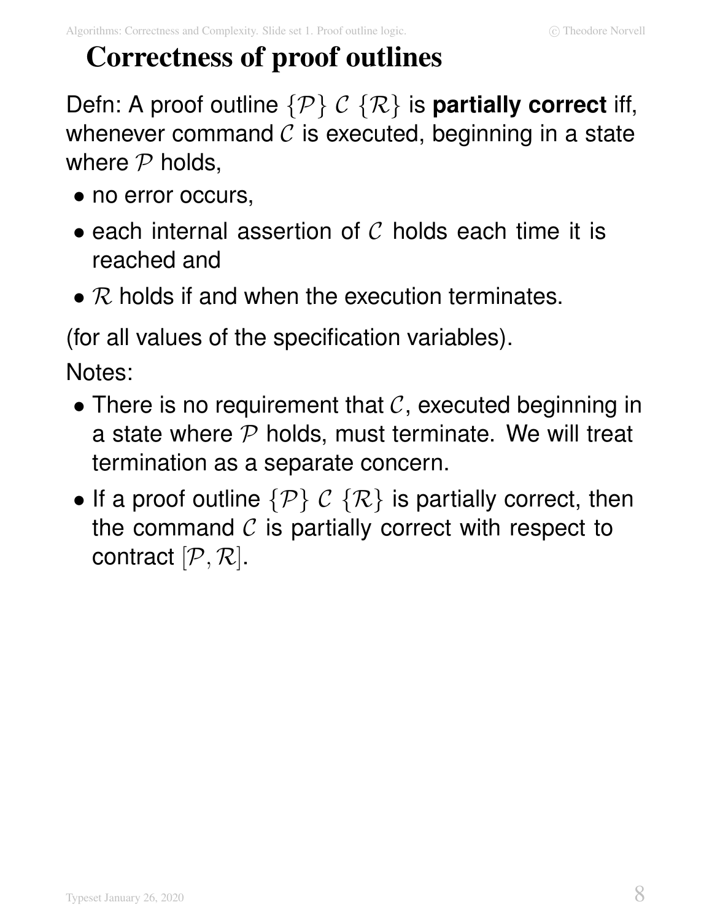# Correctness of proof outlines

Defn: A proof outline $\{\mathcal{P}\}\ \mathcal{C}\ \{\mathcal{R}\}$ is **partially correct** iff, whenever command $\mathcal{C}$ is executed, beginning in a state where $\mathcal{P}$ holds,

- no error occurs,
- each internal assertion of $\mathcal{C}$ holds each time it is reached and
- $\mathcal{R}$ holds if and when the execution terminates.

(for all values of the specification variables).

Notes:

- There is no requirement that $\mathcal{C}$, executed beginning in a state where $\mathcal{P}$ holds, must terminate. We will treat termination as a separate concern.
- If a proof outline $\{\mathcal{P}\}\ \mathcal{C}\ \{\mathcal{R}\}$ is partially correct, then the command $\mathcal{C}$ is partially correct with respect to contract $[\mathcal{P}, \mathcal{R}]$.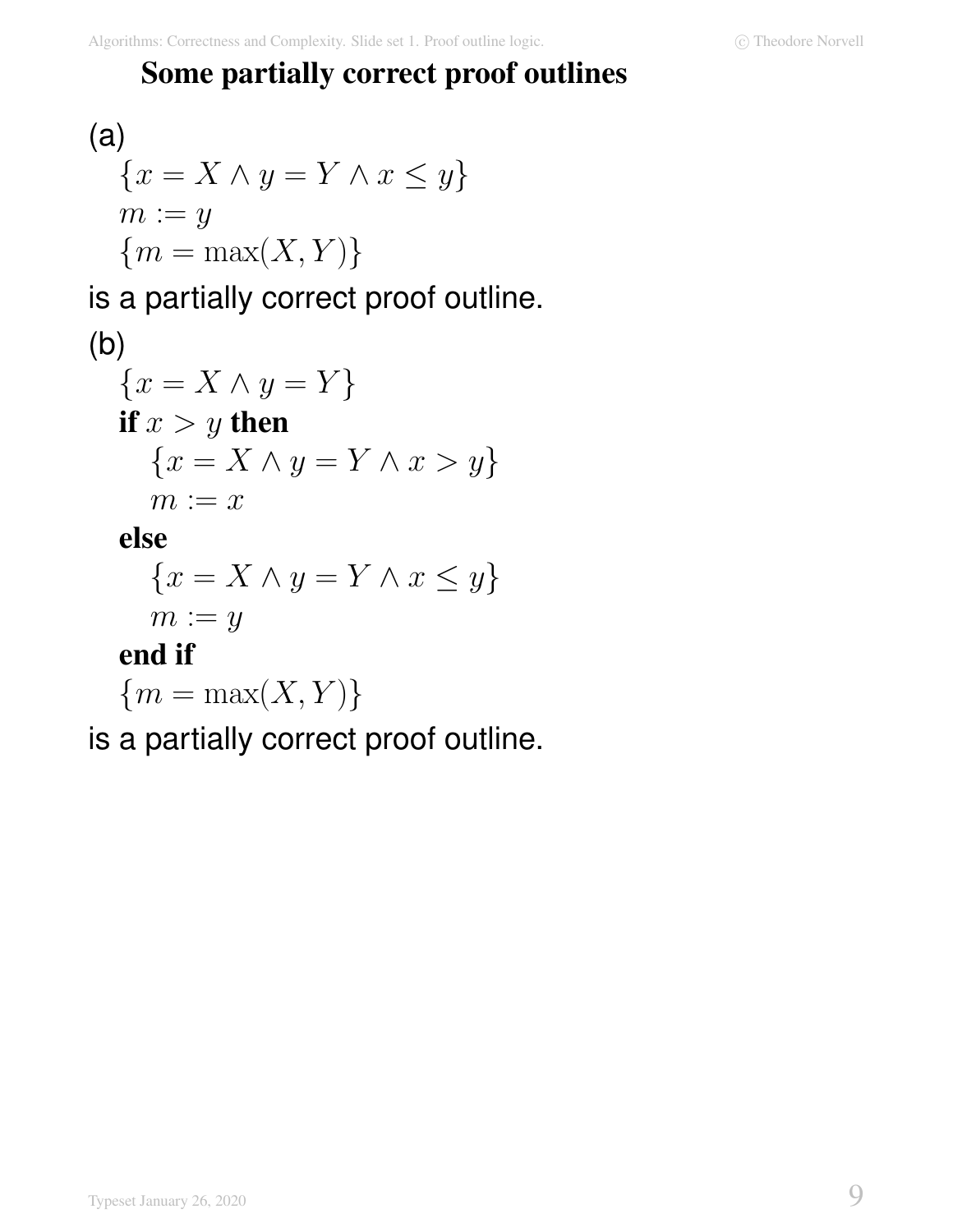## Some partially correct proof outlines

(a)

$$\{x = X \wedge y = Y \wedge x \le y\}$$
$$m := y$$
$$\{m = \max(X, Y)\}$$

is a partially correct proof outline.

(b)

$\{x = X \wedge y = Y\}$

**if** $x > y$ **then**

$\quad \{x = X \wedge y = Y \wedge x > y\}$

$\quad m := x$

**else**

$\quad \{x = X \wedge y = Y \wedge x \le y\}$

$\quad m := y$

**end if**

$\{m = \max(X, Y)\}$

is a partially correct proof outline.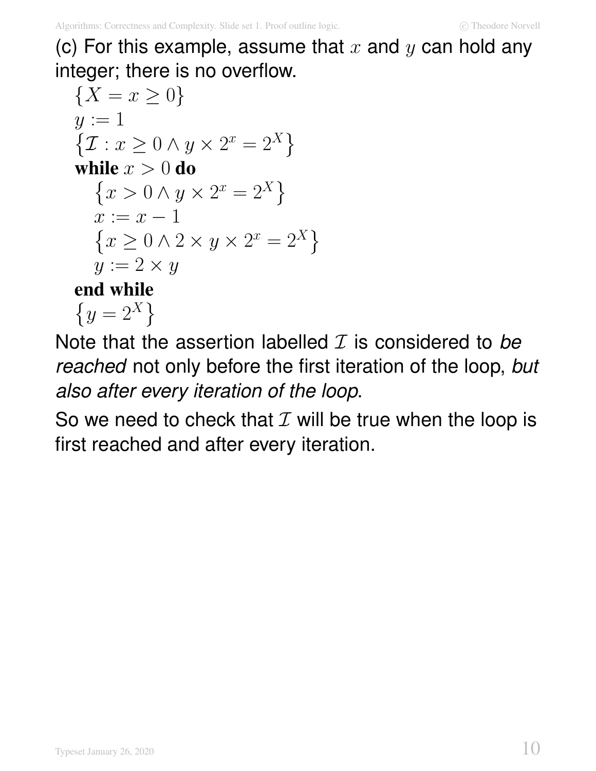(c) For this example, assume that $x$ and $y$ can hold any integer; there is no overflow.

$\{X = x \geq 0\}$
$y := 1$
$\{\mathcal{I} : x \geq 0 \wedge y \times 2^x = 2^X\}$
**while** $x > 0$ **do**
  $\{x > 0 \wedge y \times 2^x = 2^X\}$
  $x := x - 1$
  $\{x \geq 0 \wedge 2 \times y \times 2^x = 2^X\}$
  $y := 2 \times y$
**end while**
$\{y = 2^X\}$

Note that the assertion labelled $\mathcal{I}$ is considered to *be reached* not only before the first iteration of the loop, *but also after every iteration of the loop*.

So we need to check that $\mathcal{I}$ will be true when the loop is first reached and after every iteration.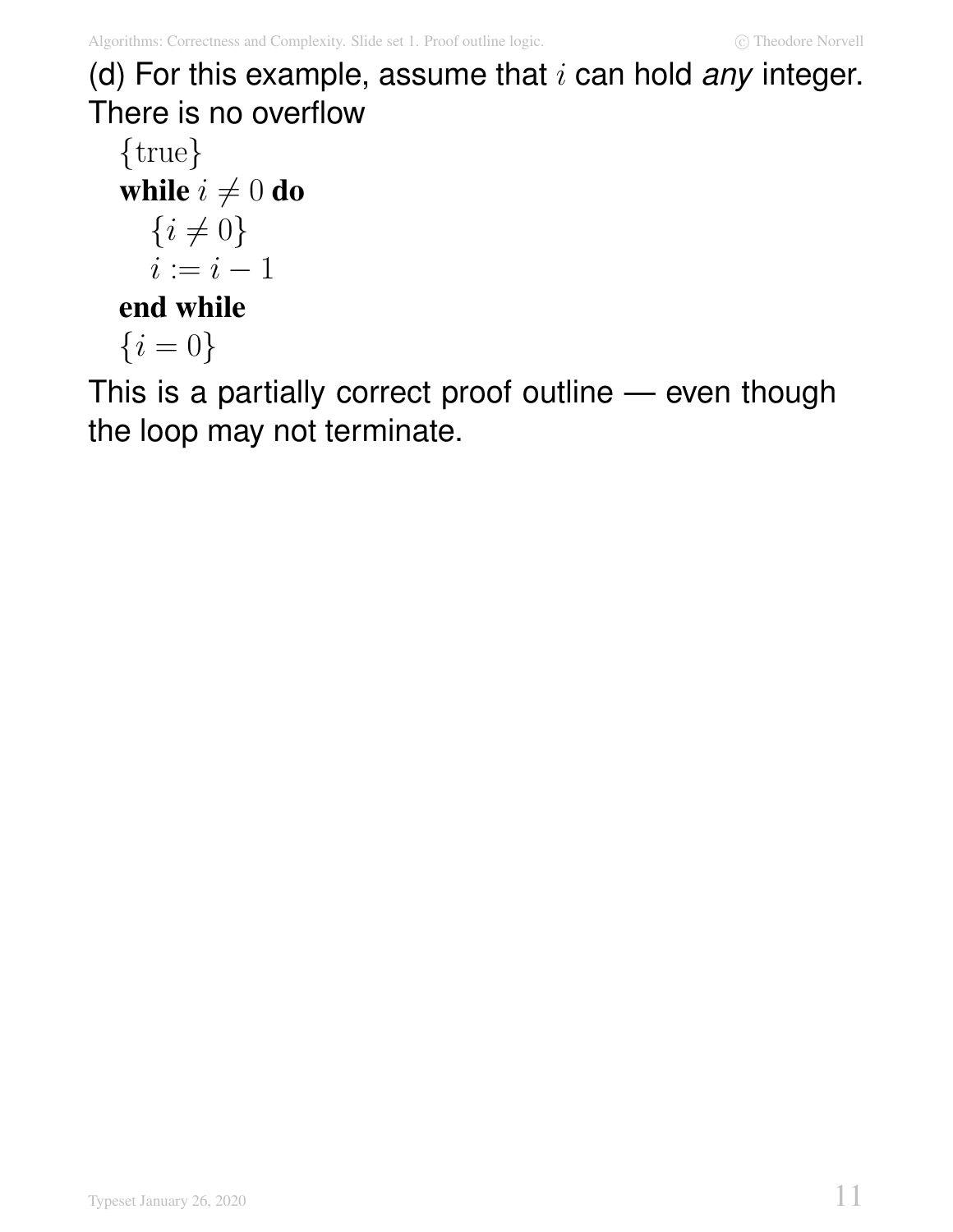(d) For this example, assume that $i$ can hold *any* integer. There is no overflow

$\{\text{true}\}$
**while** $i \neq 0$ **do**
  $\{i \neq 0\}$
  $i := i - 1$
**end while**
$\{i = 0\}$

This is a partially correct proof outline — even though the loop may not terminate.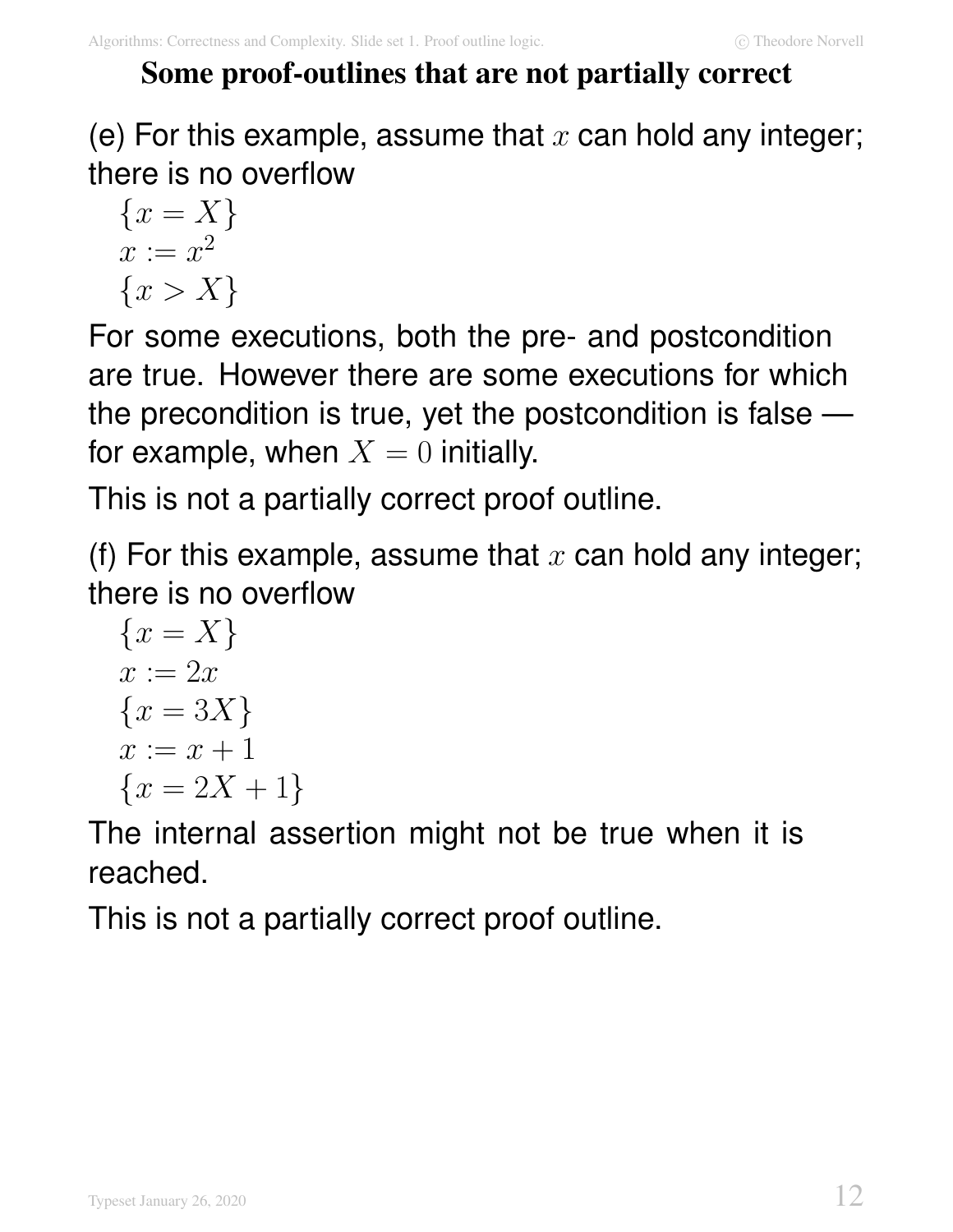## Some proof-outlines that are not partially correct

(e) For this example, assume that $x$ can hold any integer; there is no overflow

$$\{x = X\}$$
$$x := x^2$$
$$\{x > X\}$$

For some executions, both the pre- and postcondition are true. However there are some executions for which the precondition is true, yet the postcondition is false — for example, when $X = 0$ initially.

This is not a partially correct proof outline.

(f) For this example, assume that $x$ can hold any integer; there is no overflow

$$\{x = X\}$$
$$x := 2x$$
$$\{x = 3X\}$$
$$x := x + 1$$
$$\{x = 2X + 1\}$$

The internal assertion might not be true when it is reached.

This is not a partially correct proof outline.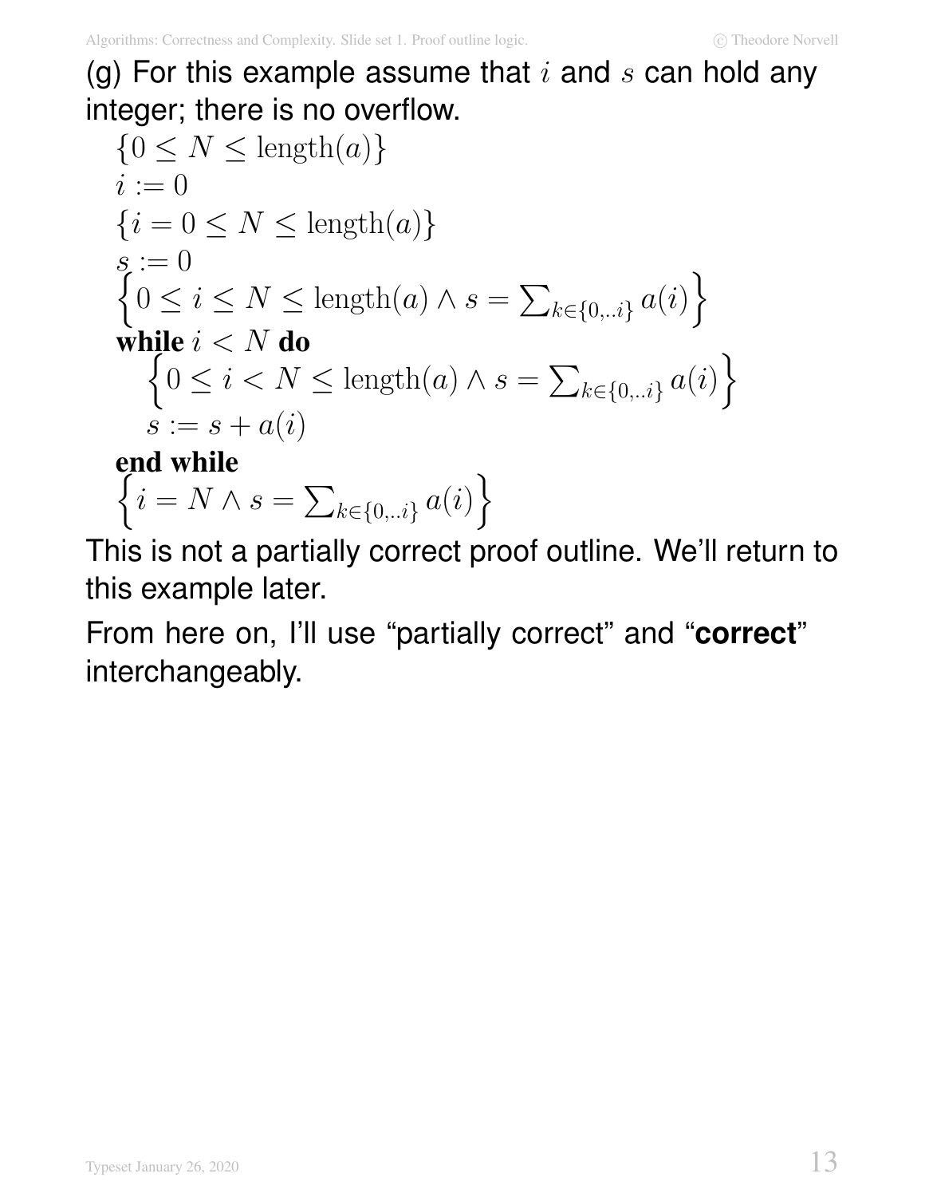(g) For this example assume that $i$ and $s$ can hold any integer; there is no overflow.

$$\{0 \leq N \leq \text{length}(a)\}$$
$$i := 0$$
$$\{i = 0 \leq N \leq \text{length}(a)\}$$
$$s := 0$$
$$\left\{0 \leq i \leq N \leq \text{length}(a) \wedge s = \sum_{k \in \{0,..i\}} a(i)\right\}$$

**while** $i < N$ **do**

$$\left\{0 \leq i < N \leq \text{length}(a) \wedge s = \sum_{k \in \{0,..i\}} a(i)\right\}$$
$$s := s + a(i)$$

**end while**

$$\left\{i = N \wedge s = \sum_{k \in \{0,..i\}} a(i)\right\}$$

This is not a partially correct proof outline. We'll return to this example later.

From here on, I'll use "partially correct" and "**correct**" interchangeably.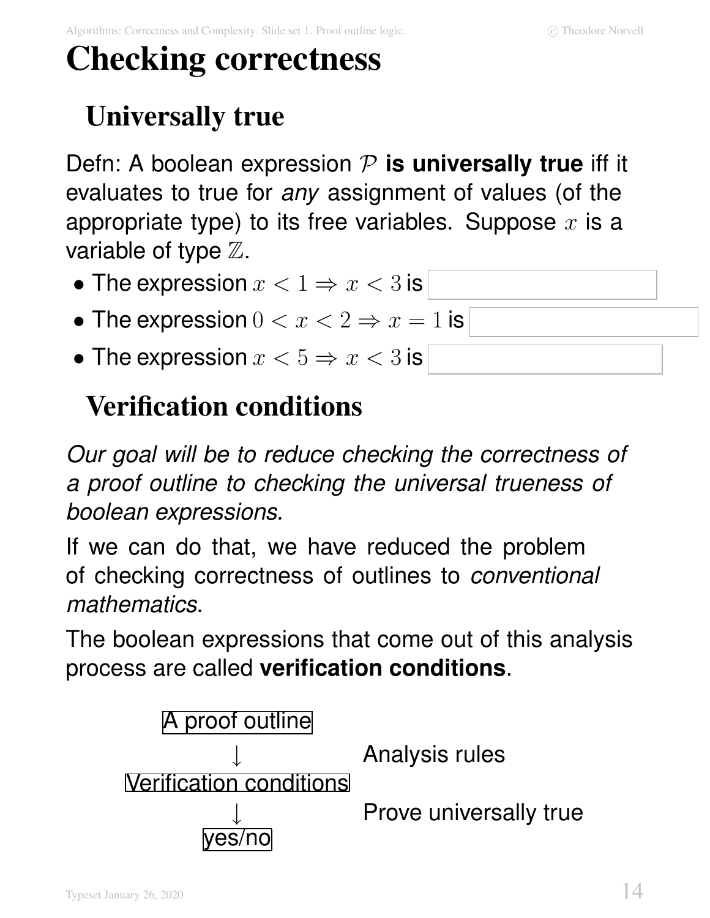# Checking correctness

## Universally true

Defn: A boolean expression $\mathcal{P}$ **is universally true** iff it evaluates to true for *any* assignment of values (of the appropriate type) to its free variables. Suppose $x$ is a variable of type $\mathbb{Z}$.

- The expression $x < 1 \Rightarrow x < 3$ is
- The expression $0 < x < 2 \Rightarrow x = 1$ is
- The expression $x < 5 \Rightarrow x < 3$ is

## Verification conditions

*Our goal will be to reduce checking the correctness of a proof outline to checking the universal trueness of boolean expressions.*

If we can do that, we have reduced the problem of checking correctness of outlines to *conventional mathematics*.

The boolean expressions that come out of this analysis process are called **verification conditions**.

A proof outline

↓ Analysis rules

Verification conditions

↓ Prove universally true

yes/no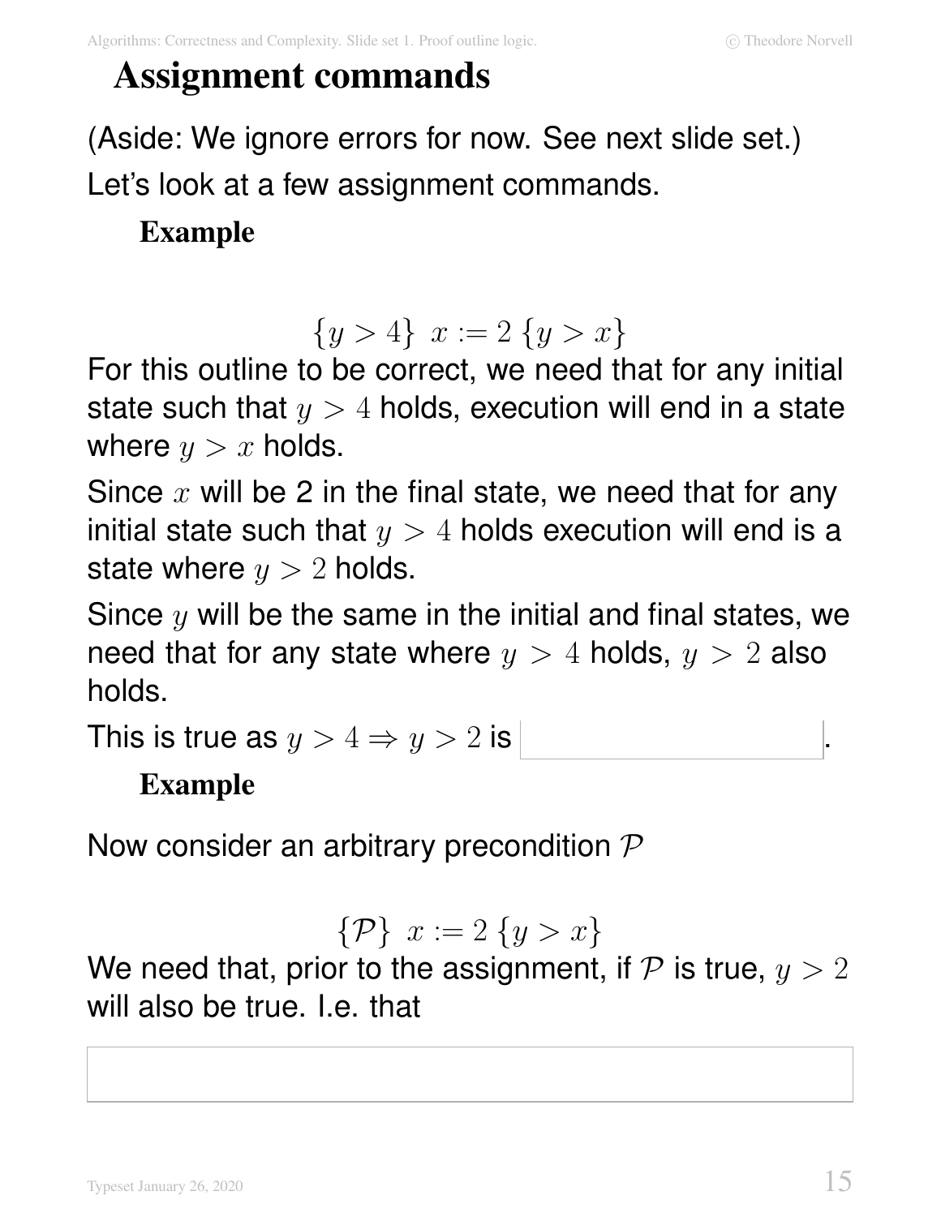# Assignment commands

(Aside: We ignore errors for now. See next slide set.)

Let's look at a few assignment commands.

**Example**

$$\{y > 4\}\ x := 2\ \{y > x\}$$

For this outline to be correct, we need that for any initial state such that $y > 4$ holds, execution will end in a state where $y > x$ holds.

Since $x$ will be 2 in the final state, we need that for any initial state such that $y > 4$ holds execution will end is a state where $y > 2$ holds.

Since $y$ will be the same in the initial and final states, we need that for any state where $y > 4$ holds, $y > 2$ also holds.

This is true as $y > 4 \Rightarrow y > 2$ is .

**Example**

Now consider an arbitrary precondition $\mathcal{P}$

$$\{\mathcal{P}\}\ x := 2\ \{y > x\}$$

We need that, prior to the assignment, if $\mathcal{P}$ is true, $y > 2$ will also be true. I.e. that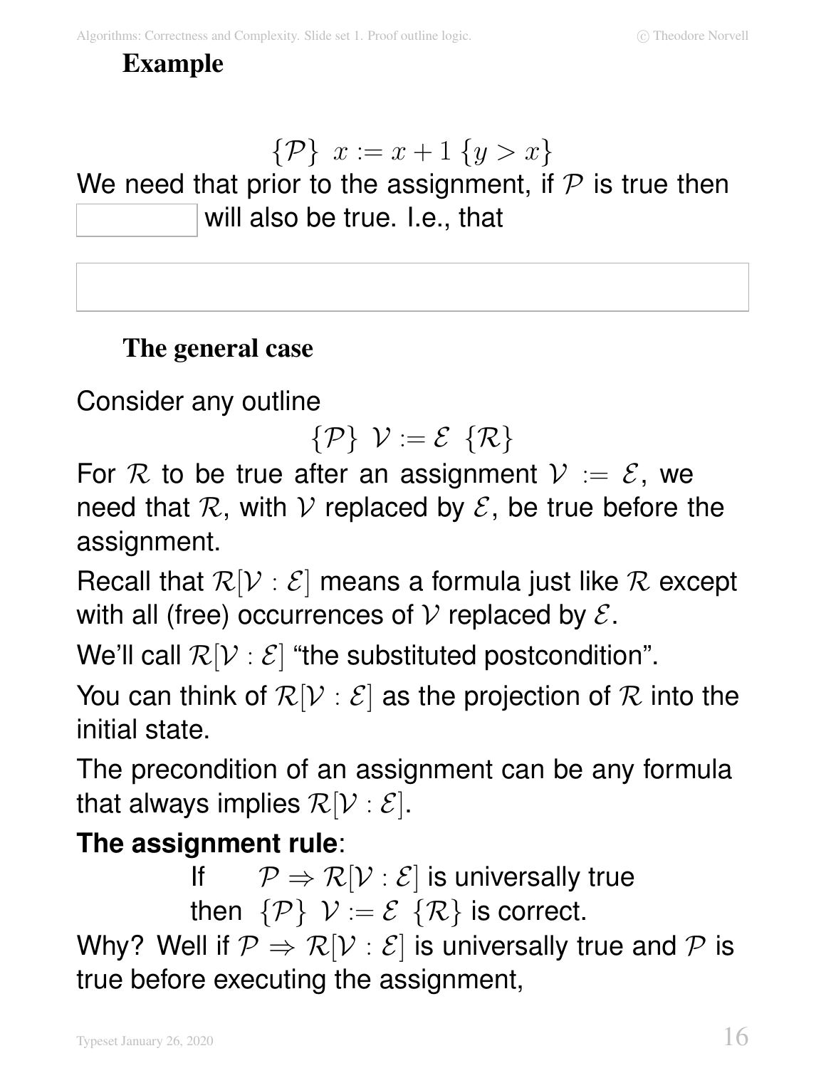### Example

$$\{\mathcal{P}\}\ x := x + 1\ \{y > x\}$$

We need that prior to the assignment, if $\mathcal{P}$ is true then [blank] will also be true. I.e., that

[blank]

### The general case

Consider any outline

$$\{\mathcal{P}\}\ \mathcal{V} := \mathcal{E}\ \{\mathcal{R}\}$$

For $\mathcal{R}$ to be true after an assignment $\mathcal{V} := \mathcal{E}$, we need that $\mathcal{R}$, with $\mathcal{V}$ replaced by $\mathcal{E}$, be true before the assignment.

Recall that $\mathcal{R}[\mathcal{V} : \mathcal{E}]$ means a formula just like $\mathcal{R}$ except with all (free) occurrences of $\mathcal{V}$ replaced by $\mathcal{E}$.

We'll call $\mathcal{R}[\mathcal{V} : \mathcal{E}]$ "the substituted postcondition".

You can think of $\mathcal{R}[\mathcal{V} : \mathcal{E}]$ as the projection of $\mathcal{R}$ into the initial state.

The precondition of an assignment can be any formula that always implies $\mathcal{R}[\mathcal{V} : \mathcal{E}]$.

**The assignment rule**:

If $\mathcal{P} \Rightarrow \mathcal{R}[\mathcal{V} : \mathcal{E}]$ is universally true
then $\{\mathcal{P}\}\ \mathcal{V} := \mathcal{E}\ \{\mathcal{R}\}$ is correct.

Why? Well if $\mathcal{P} \Rightarrow \mathcal{R}[\mathcal{V} : \mathcal{E}]$ is universally true and $\mathcal{P}$ is true before executing the assignment,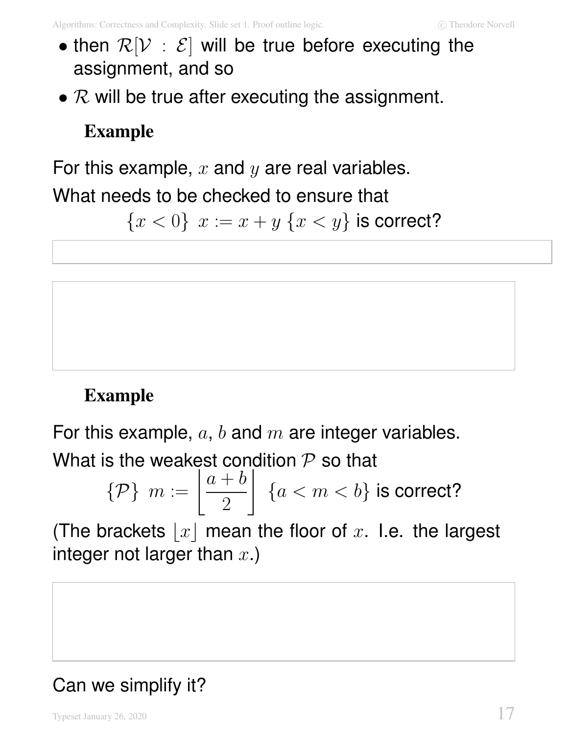- then $\mathcal{R}[\mathcal{V} : \mathcal{E}]$ will be true before executing the assignment, and so
- $\mathcal{R}$ will be true after executing the assignment.

### Example

For this example, $x$ and $y$ are real variables.

What needs to be checked to ensure that

$$\{x < 0\}\ x := x + y\ \{x < y\} \text{ is correct?}$$

### Example

For this example, $a$, $b$ and $m$ are integer variables.

What is the weakest condition $\mathcal{P}$ so that

$$\{\mathcal{P}\}\ m := \left\lfloor \frac{a+b}{2} \right\rfloor\ \{a < m < b\} \text{ is correct?}$$

(The brackets $\lfloor x \rfloor$ mean the floor of $x$. I.e. the largest integer not larger than $x$.)

Can we simplify it?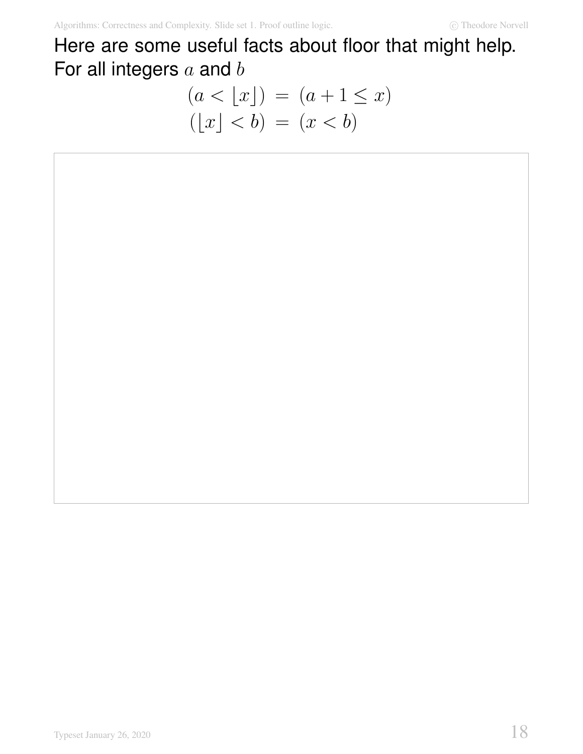Here are some useful facts about floor that might help. For all integers $a$ and $b$

$$(a < \lfloor x \rfloor) = (a + 1 \leq x)$$
$$(\lfloor x \rfloor < b) = (x < b)$$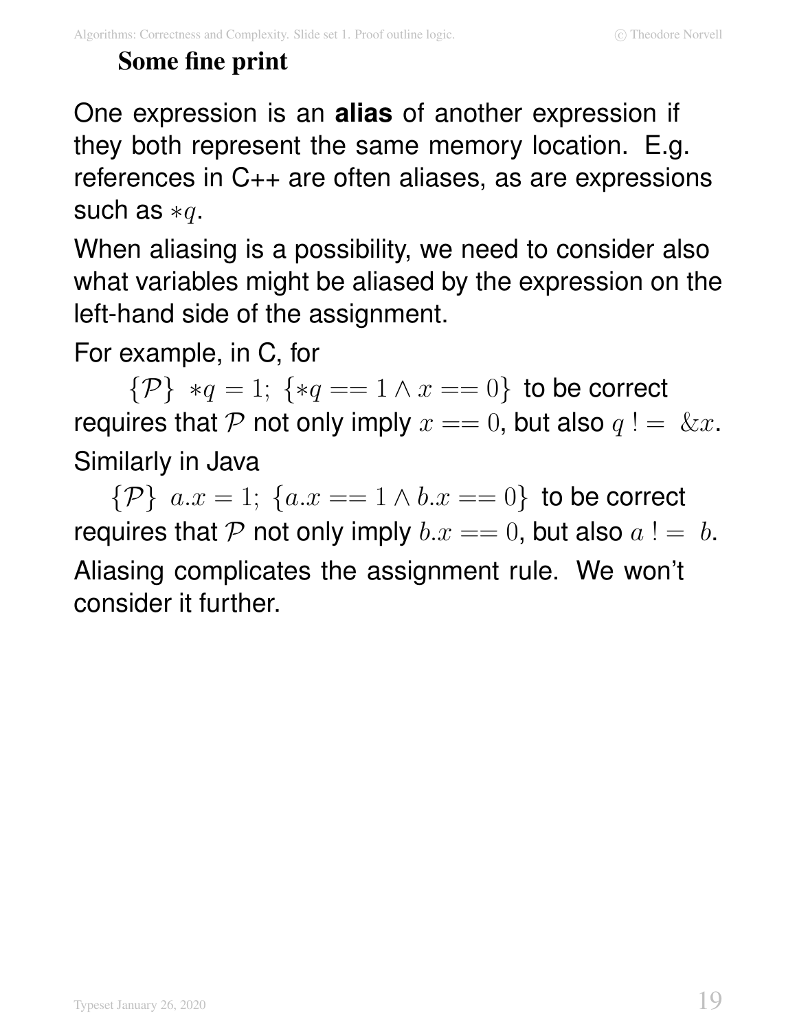## Some fine print

One expression is an **alias** of another expression if they both represent the same memory location. E.g. references in C++ are often aliases, as are expressions such as $*q$.

When aliasing is a possibility, we need to consider also what variables might be aliased by the expression on the left-hand side of the assignment.

For example, in C, for

$$\{\mathcal{P}\}\ *q = 1;\ \{*q == 1 \wedge x == 0\}$$ to be correct

requires that $\mathcal{P}$ not only imply $x == 0$, but also $q\ != \ \&x$.

Similarly in Java

$$\{\mathcal{P}\}\ a.x = 1;\ \{a.x == 1 \wedge b.x == 0\}$$ to be correct

requires that $\mathcal{P}$ not only imply $b.x == 0$, but also $a\ != \ b$.

Aliasing complicates the assignment rule. We won't consider it further.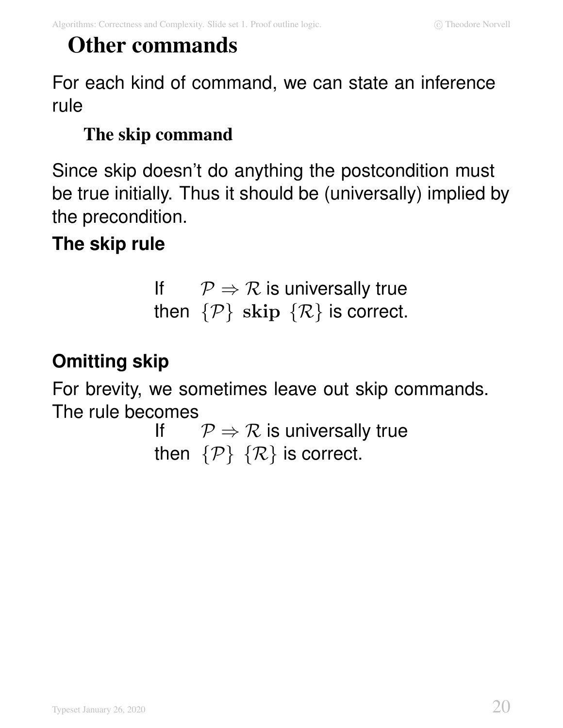# Other commands

For each kind of command, we can state an inference rule

## The skip command

Since skip doesn't do anything the postcondition must be true initially. Thus it should be (universally) implied by the precondition.

**The skip rule**

If $\mathcal{P} \Rightarrow \mathcal{R}$ is universally true
then $\{\mathcal{P}\}$ $\mathbf{skip}$ $\{\mathcal{R}\}$ is correct.

**Omitting skip**

For brevity, we sometimes leave out skip commands. The rule becomes

If $\mathcal{P} \Rightarrow \mathcal{R}$ is universally true
then $\{\mathcal{P}\}$ $\{\mathcal{R}\}$ is correct.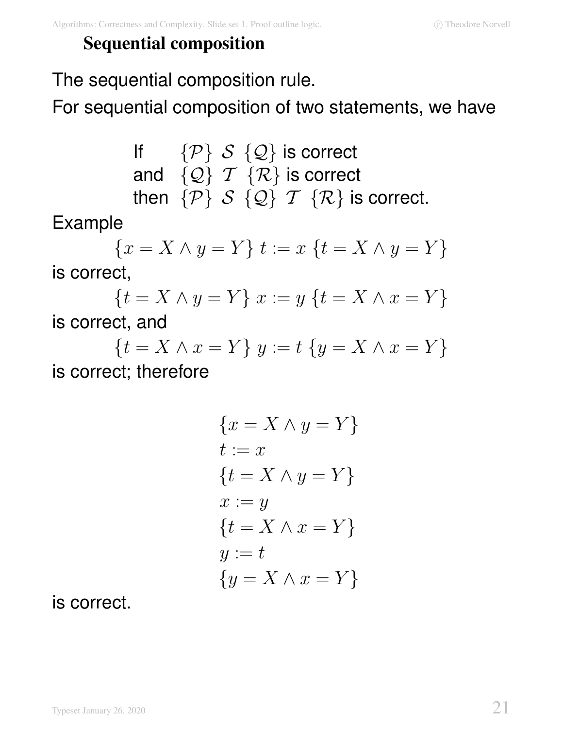## Sequential composition

The sequential composition rule.

For sequential composition of two statements, we have

If $\{\mathcal{P}\}\ \mathcal{S}\ \{\mathcal{Q}\}$ is correct
and $\{\mathcal{Q}\}\ \mathcal{T}\ \{\mathcal{R}\}$ is correct
then $\{\mathcal{P}\}\ \mathcal{S}\ \{\mathcal{Q}\}\ \mathcal{T}\ \{\mathcal{R}\}$ is correct.

Example

$$\{x = X \wedge y = Y\}\ t := x\ \{t = X \wedge y = Y\}$$

is correct,

$$\{t = X \wedge y = Y\}\ x := y\ \{t = X \wedge x = Y\}$$

is correct, and

$$\{t = X \wedge x = Y\}\ y := t\ \{y = X \wedge x = Y\}$$

is correct; therefore

$$\begin{array}{l}
\{x = X \wedge y = Y\} \\
t := x \\
\{t = X \wedge y = Y\} \\
x := y \\
\{t = X \wedge x = Y\} \\
y := t \\
\{y = X \wedge x = Y\}
\end{array}$$

is correct.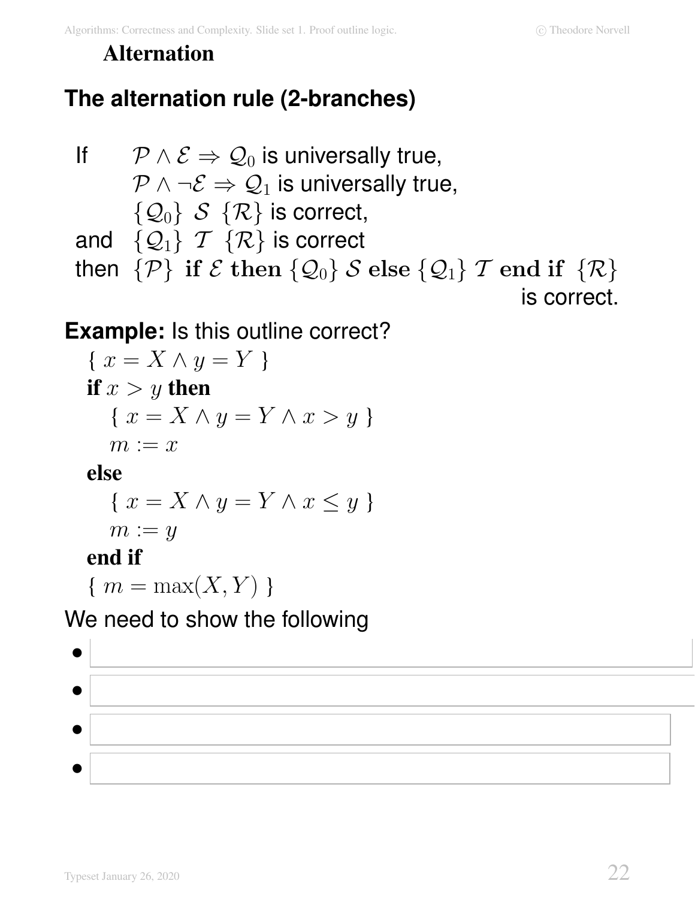## Alternation

### The alternation rule (2-branches)

If $\mathcal{P} \wedge \mathcal{E} \Rightarrow \mathcal{Q}_0$ is universally true,
$\mathcal{P} \wedge \neg\mathcal{E} \Rightarrow \mathcal{Q}_1$ is universally true,
$\{\mathcal{Q}_0\}\ \mathcal{S}\ \{\mathcal{R}\}$ is correct,
and $\{\mathcal{Q}_1\}\ \mathcal{T}\ \{\mathcal{R}\}$ is correct
then $\{\mathcal{P}\}$ **if** $\mathcal{E}$ **then** $\{\mathcal{Q}_0\}\ \mathcal{S}$ **else** $\{\mathcal{Q}_1\}\ \mathcal{T}$ **end if** $\{\mathcal{R}\}$ is correct.

**Example:** Is this outline correct?

$\{ x = X \wedge y = Y \}$
**if** $x > y$ **then**
  $\{ x = X \wedge y = Y \wedge x > y \}$
  $m := x$
**else**
  $\{ x = X \wedge y = Y \wedge x \leq y \}$
  $m := y$
**end if**
$\{ m = \max(X, Y) \}$

We need to show the following

- 
- 
- 
-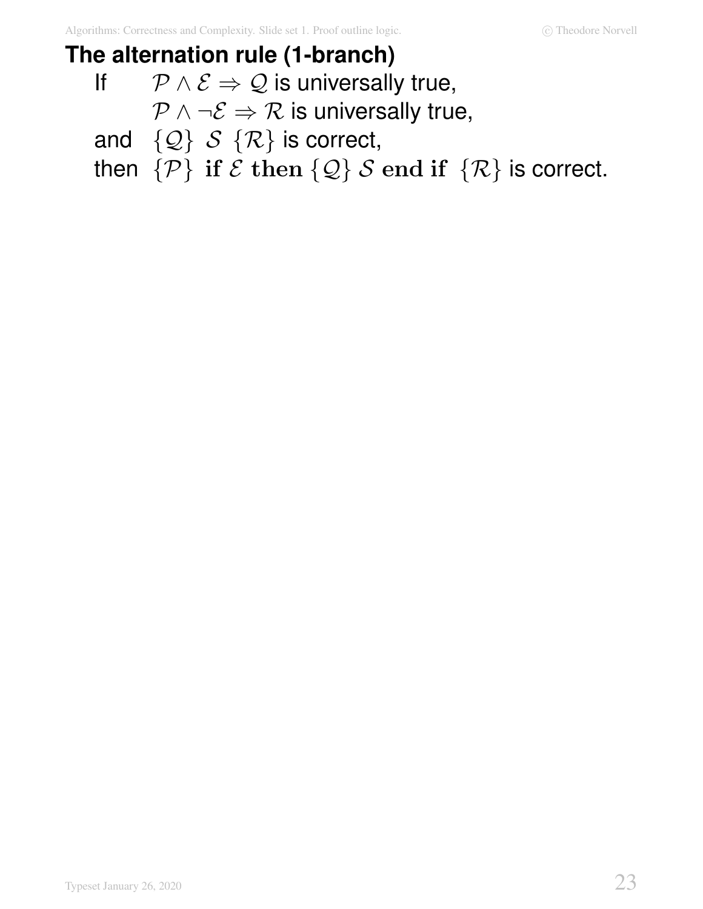## The alternation rule (1-branch)

If $\mathcal{P} \wedge \mathcal{E} \Rightarrow \mathcal{Q}$ is universally true,

$\mathcal{P} \wedge \neg\mathcal{E} \Rightarrow \mathcal{R}$ is universally true,

and $\{\mathcal{Q}\}\ \mathcal{S}\ \{\mathcal{R}\}$ is correct,

then $\{\mathcal{P}\}\ \mathbf{if}\ \mathcal{E}\ \mathbf{then}\ \{\mathcal{Q}\}\ \mathcal{S}\ \mathbf{end\ if}\ \ \{\mathcal{R}\}$ is correct.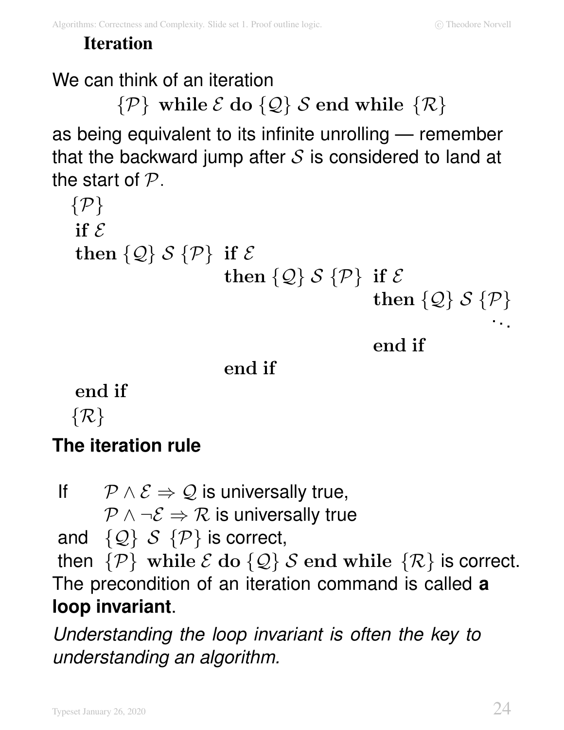### Iteration

We can think of an iteration

$$\{\mathcal{P}\}\ \mathbf{while}\ \mathcal{E}\ \mathbf{do}\ \{\mathcal{Q}\}\ \mathcal{S}\ \mathbf{end\ while}\ \{\mathcal{R}\}$$

as being equivalent to its infinite unrolling — remember that the backward jump after $\mathcal{S}$ is considered to land at the start of $\mathcal{P}$.

```
{P}
if E
then {Q} S {P}  if E
                then {Q} S {P}  if E
                                then {Q} S {P}
                                              ⋱
                                end if
                end if
end if
{R}
```

### The iteration rule

If $\quad \mathcal{P} \wedge \mathcal{E} \Rightarrow \mathcal{Q}$ is universally true,

$\quad \mathcal{P} \wedge \neg\mathcal{E} \Rightarrow \mathcal{R}$ is universally true

and $\{\mathcal{Q}\}\ \mathcal{S}\ \{\mathcal{P}\}$ is correct,

then $\{\mathcal{P}\}\ \mathbf{while}\ \mathcal{E}\ \mathbf{do}\ \{\mathcal{Q}\}\ \mathcal{S}\ \mathbf{end\ while}\ \{\mathcal{R}\}$ is correct.

The precondition of an iteration command is called **a loop invariant**.

*Understanding the loop invariant is often the key to understanding an algorithm.*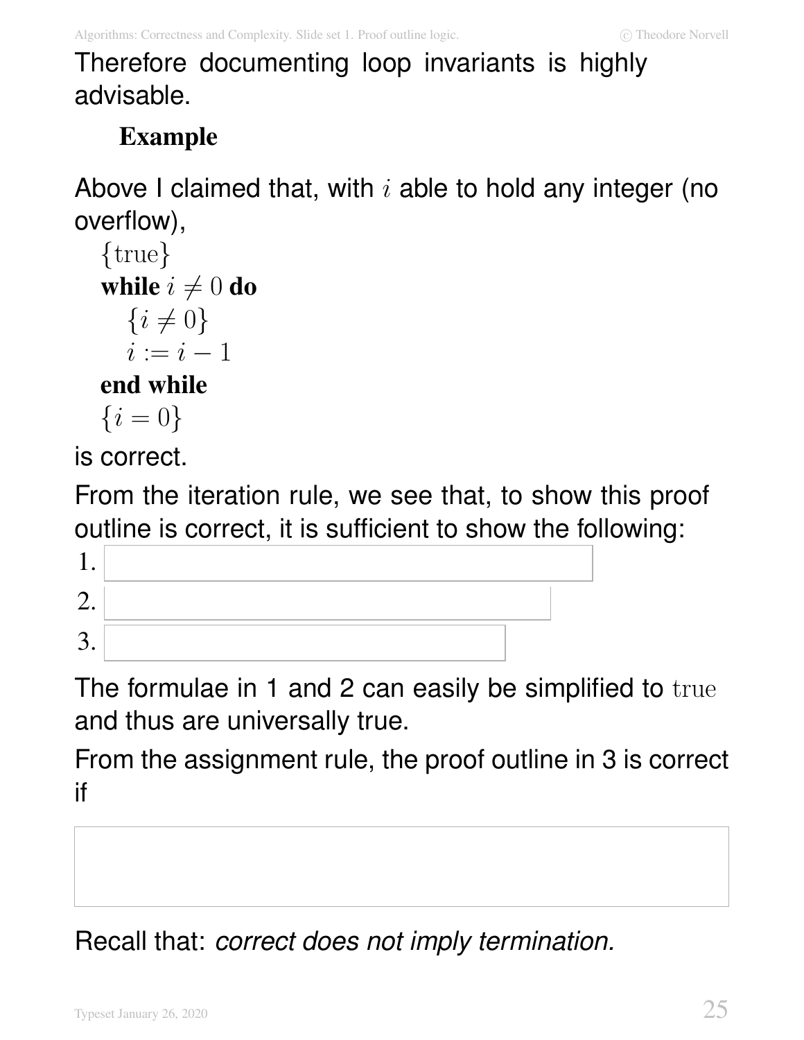Therefore documenting loop invariants is highly advisable.

**Example**

Above I claimed that, with $i$ able to hold any integer (no overflow),

$\{\text{true}\}$
**while** $i \neq 0$ **do**
  $\{i \neq 0\}$
  $i := i - 1$
**end while**
$\{i = 0\}$

is correct.

From the iteration rule, we see that, to show this proof outline is correct, it is sufficient to show the following:

1.
2.
3.

The formulae in 1 and 2 can easily be simplified to $\text{true}$ and thus are universally true.

From the assignment rule, the proof outline in 3 is correct if

Recall that: *correct does not imply termination.*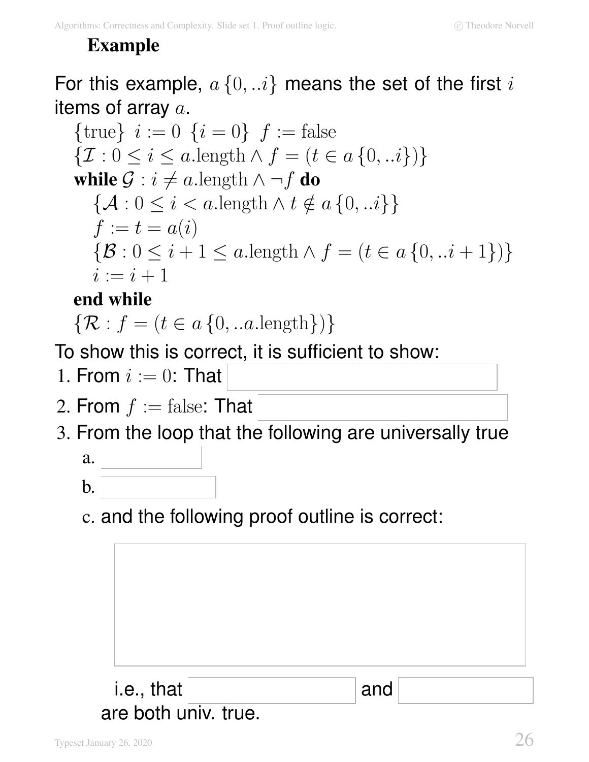## Example

For this example, $a\{0,..i\}$ means the set of the first $i$ items of array $a$.

$\{\text{true}\}\ i := 0\ \{i = 0\}\ f := \text{false}$

$\{\mathcal{I} : 0 \le i \le a.\text{length} \wedge f = (t \in a\{0,..i\})\}$

**while** $\mathcal{G} : i \ne a.\text{length} \wedge \neg f$ **do**

$\{\mathcal{A} : 0 \le i < a.\text{length} \wedge t \notin a\{0,..i\}\}$

$f := t = a(i)$

$\{\mathcal{B} : 0 \le i + 1 \le a.\text{length} \wedge f = (t \in a\{0,..i + 1\})\}$

$i := i + 1$

**end while**

$\{\mathcal{R} : f = (t \in a\{0,..a.\text{length}\})\}$

To show this is correct, it is sufficient to show:

1. From $i := 0$: That
2. From $f := \text{false}$: That
3. From the loop that the following are universally true
   a.
   b.
   c. and the following proof outline is correct:

   i.e., that and are both univ. true.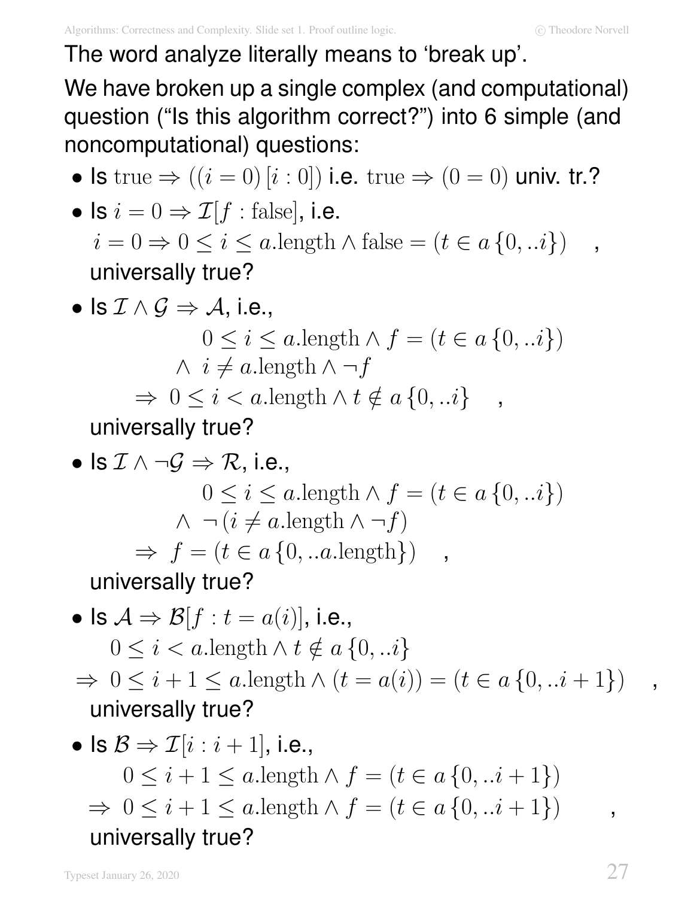The word analyze literally means to 'break up'.

We have broken up a single complex (and computational) question ("Is this algorithm correct?") into 6 simple (and noncomputational) questions:

- Is $\text{true} \Rightarrow ((i = 0)[i : 0])$ i.e. $\text{true} \Rightarrow (0 = 0)$ univ. tr.?
- Is $i = 0 \Rightarrow \mathcal{I}[f : \text{false}]$, i.e.
  $i = 0 \Rightarrow 0 \leq i \leq a.\text{length} \wedge \text{false} = (t \in a\{0, ..i\})$ ,
  universally true?
- Is $\mathcal{I} \wedge \mathcal{G} \Rightarrow \mathcal{A}$, i.e.,
  $$\begin{array}{l} 0 \leq i \leq a.\text{length} \wedge f = (t \in a\{0, ..i\}) \\ \wedge\ i \neq a.\text{length} \wedge \neg f \\ \Rightarrow\ 0 \leq i < a.\text{length} \wedge t \notin a\{0, ..i\} \end{array}$$ ,
  universally true?
- Is $\mathcal{I} \wedge \neg\mathcal{G} \Rightarrow \mathcal{R}$, i.e.,
  $$\begin{array}{l} 0 \leq i \leq a.\text{length} \wedge f = (t \in a\{0, ..i\}) \\ \wedge\ \neg(i \neq a.\text{length} \wedge \neg f) \\ \Rightarrow\ f = (t \in a\{0, ..a.\text{length}\}) \end{array}$$ ,
  universally true?
- Is $\mathcal{A} \Rightarrow \mathcal{B}[f : t = a(i)]$, i.e.,
  $$\begin{array}{l} 0 \leq i < a.\text{length} \wedge t \notin a\{0, ..i\} \\ \Rightarrow\ 0 \leq i + 1 \leq a.\text{length} \wedge (t = a(i)) = (t \in a\{0, ..i + 1\}) \end{array}$$ ,
  universally true?
- Is $\mathcal{B} \Rightarrow \mathcal{I}[i : i + 1]$, i.e.,
  $$\begin{array}{l} 0 \leq i + 1 \leq a.\text{length} \wedge f = (t \in a\{0, ..i + 1\}) \\ \Rightarrow\ 0 \leq i + 1 \leq a.\text{length} \wedge f = (t \in a\{0, ..i + 1\}) \end{array}$$ ,
  universally true?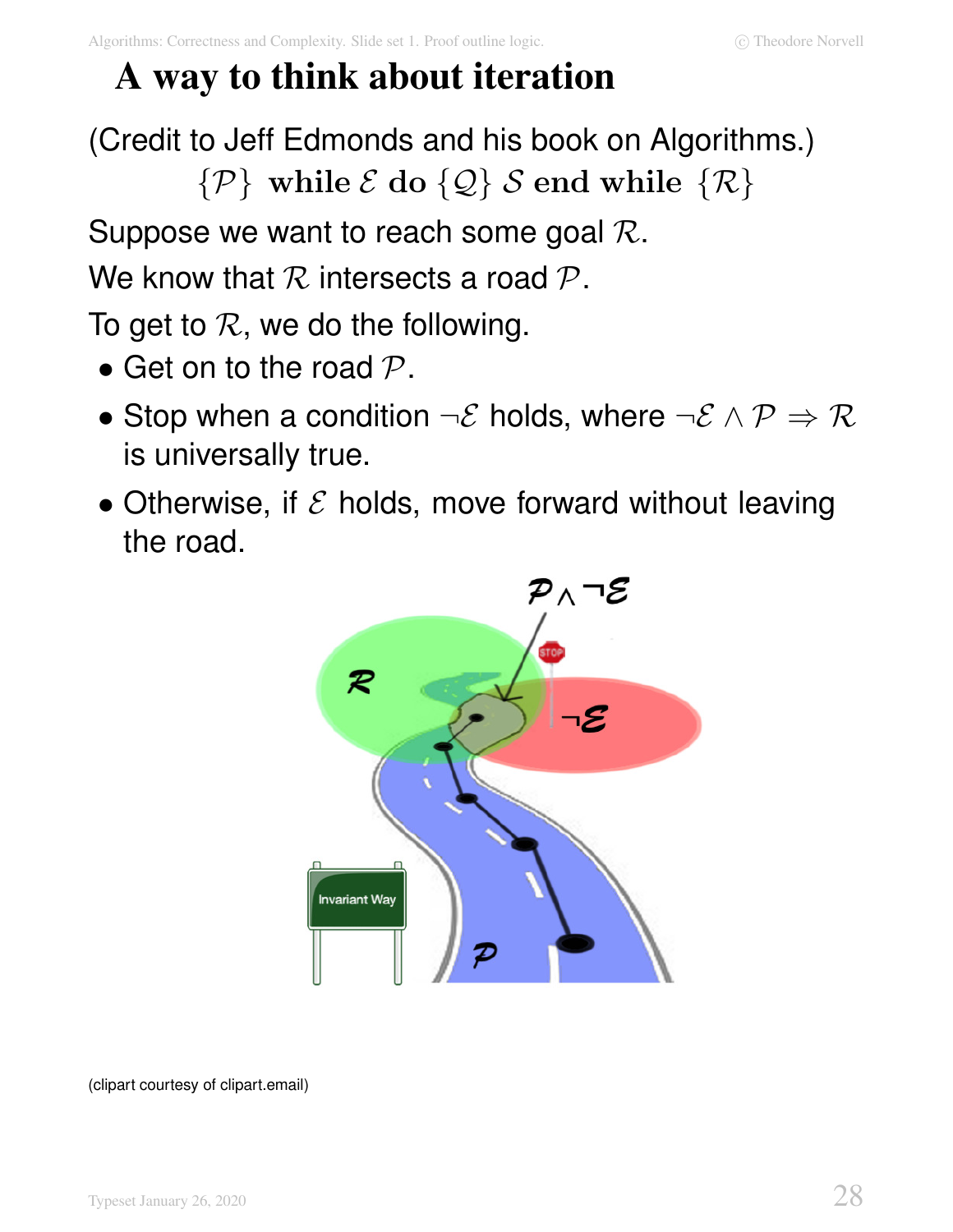# A way to think about iteration

(Credit to Jeff Edmonds and his book on Algorithms.)

$$\{\mathcal{P}\}\ \textbf{while}\ \mathcal{E}\ \textbf{do}\ \{\mathcal{Q}\}\ \mathcal{S}\ \textbf{end while}\ \{\mathcal{R}\}$$

Suppose we want to reach some goal $\mathcal{R}$.

We know that $\mathcal{R}$ intersects a road $\mathcal{P}$.

To get to $\mathcal{R}$, we do the following.

- Get on to the road $\mathcal{P}$.
- Stop when a condition $\neg\mathcal{E}$ holds, where $\neg\mathcal{E} \wedge \mathcal{P} \Rightarrow \mathcal{R}$ is universally true.
- Otherwise, if $\mathcal{E}$ holds, move forward without leaving the road.

$\mathcal{P} \wedge \neg\mathcal{E}$

$\mathcal{R}$

STOP

$\neg\mathcal{E}$

Invariant Way

$\mathcal{P}$

(clipart courtesy of clipart.email)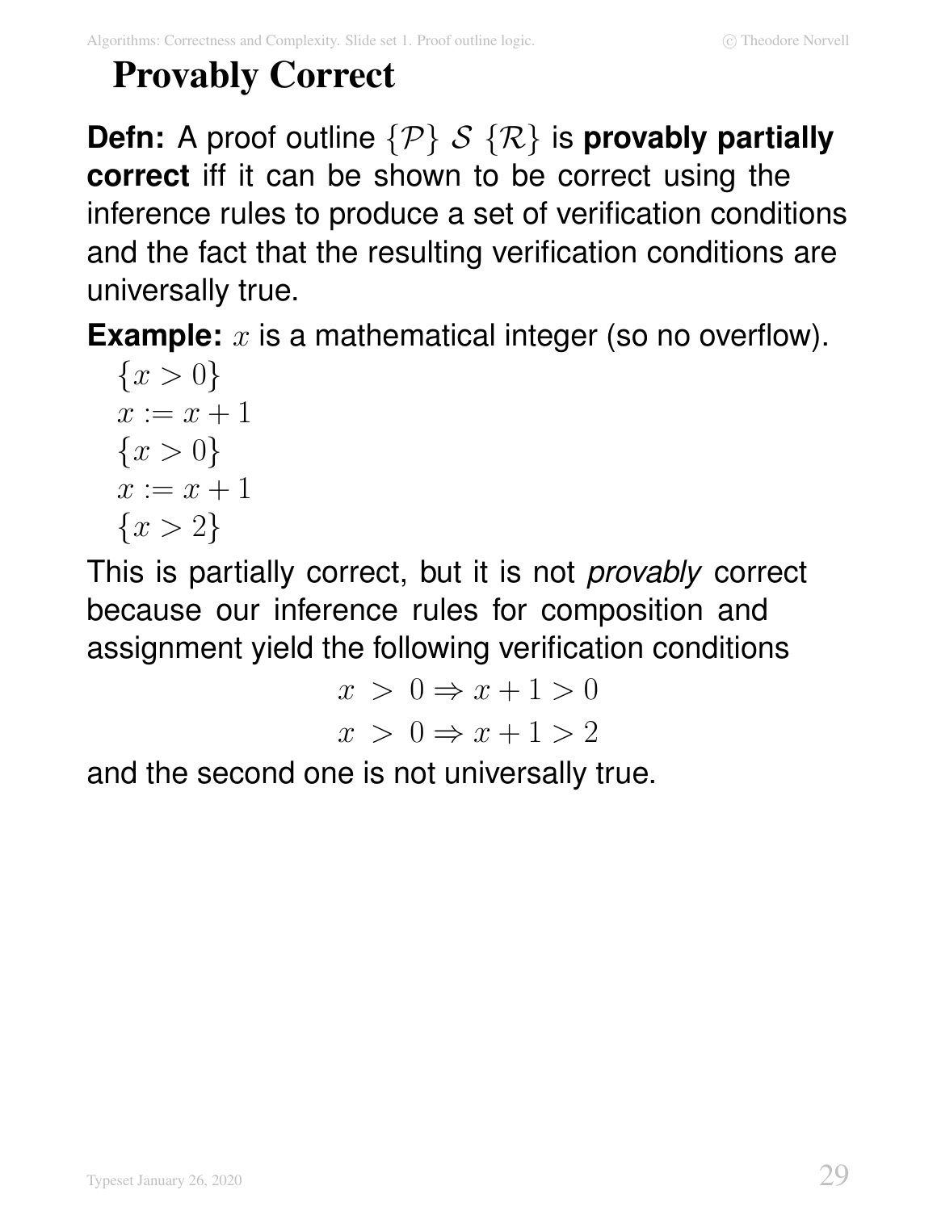# Provably Correct

**Defn:** A proof outline $\{\mathcal{P}\}\ \mathcal{S}\ \{\mathcal{R}\}$ is **provably partially correct** iff it can be shown to be correct using the inference rules to produce a set of verification conditions and the fact that the resulting verification conditions are universally true.

**Example:** $x$ is a mathematical integer (so no overflow).

$\{x > 0\}$
$x := x + 1$
$\{x > 0\}$
$x := x + 1$
$\{x > 2\}$

This is partially correct, but it is not *provably* correct because our inference rules for composition and assignment yield the following verification conditions

$$x > 0 \Rightarrow x + 1 > 0$$

$$x > 0 \Rightarrow x + 1 > 2$$

and the second one is not universally true.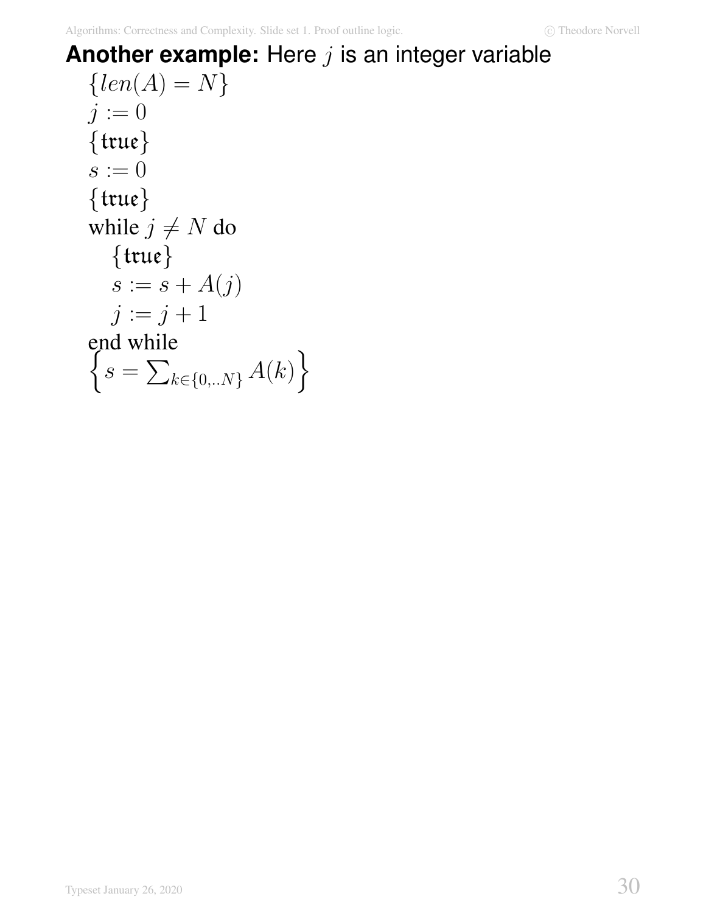**Another example:** Here $j$ is an integer variable

$\{len(A) = N\}$
$j := 0$
$\{\mathfrak{true}\}$
$s := 0$
$\{\mathfrak{true}\}$
while $j \neq N$ do
  $\{\mathfrak{true}\}$
  $s := s + A(j)$
  $j := j + 1$
end while
$\left\{s = \sum_{k \in \{0,..N\}} A(k)\right\}$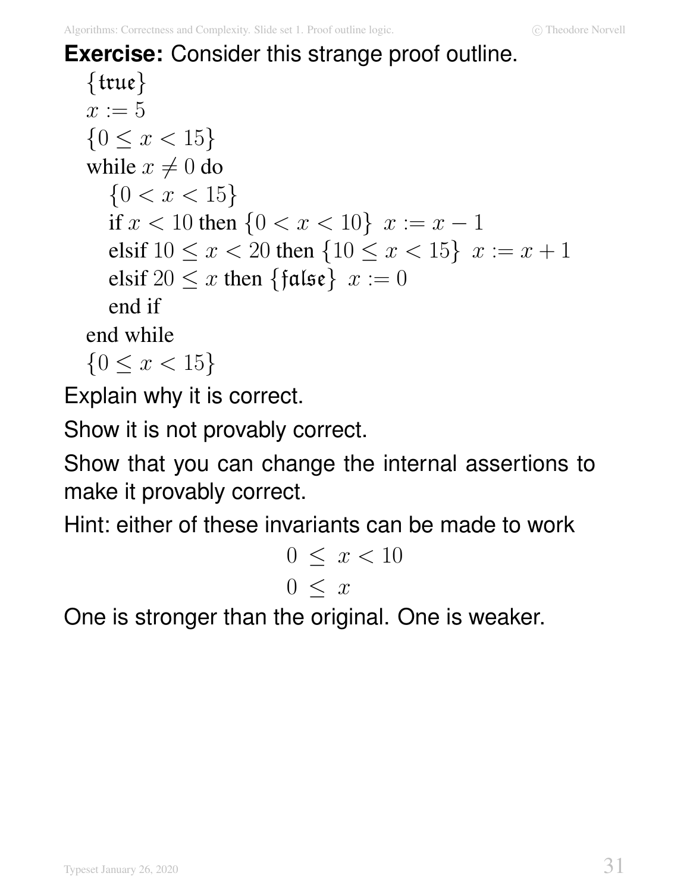**Exercise:** Consider this strange proof outline.

$\{\mathfrak{true}\}$

$x := 5$

$\{0 \le x < 15\}$

while $x \ne 0$ do

  $\{0 < x < 15\}$

  if $x < 10$ then $\{0 < x < 10\}$ $x := x - 1$

  elsif $10 \le x < 20$ then $\{10 \le x < 15\}$ $x := x + 1$

  elsif $20 \le x$ then $\{\mathfrak{false}\}$ $x := 0$

  end if

end while

$\{0 \le x < 15\}$

Explain why it is correct.

Show it is not provably correct.

Show that you can change the internal assertions to make it provably correct.

Hint: either of these invariants can be made to work

$$0 \le x < 10$$

$$0 \le x$$

One is stronger than the original. One is weaker.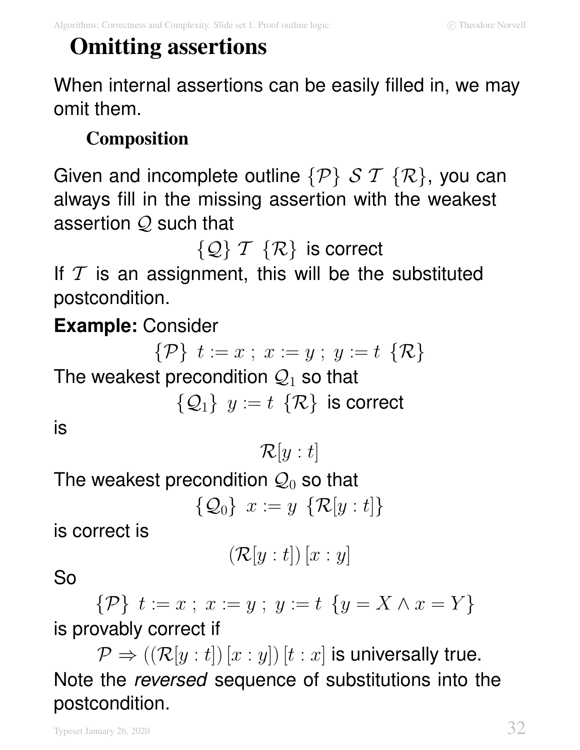# Omitting assertions

When internal assertions can be easily filled in, we may omit them.

## Composition

Given and incomplete outline $\{\mathcal{P}\}\ \mathcal{S}\ \mathcal{T}\ \{\mathcal{R}\}$, you can always fill in the missing assertion with the weakest assertion $\mathcal{Q}$ such that

$$\{\mathcal{Q}\}\ \mathcal{T}\ \{\mathcal{R}\} \text{ is correct}$$

If $\mathcal{T}$ is an assignment, this will be the substituted postcondition.

**Example:** Consider

$$\{\mathcal{P}\}\ t := x\ ;\ x := y\ ;\ y := t\ \{\mathcal{R}\}$$

The weakest precondition $\mathcal{Q}_1$ so that

$$\{\mathcal{Q}_1\}\ y := t\ \{\mathcal{R}\} \text{ is correct}$$

is

$$\mathcal{R}[y : t]$$

The weakest precondition $\mathcal{Q}_0$ so that

$$\{\mathcal{Q}_0\}\ x := y\ \{\mathcal{R}[y : t]\}$$

is correct is

$$(\mathcal{R}[y : t])\,[x : y]$$

So

$$\{\mathcal{P}\}\ t := x\ ;\ x := y\ ;\ y := t\ \{y = X \wedge x = Y\}$$

is provably correct if

$$\mathcal{P} \Rightarrow ((\mathcal{R}[y : t])\,[x : y])\,[t : x] \text{ is universally true.}$$

Note the *reversed* sequence of substitutions into the postcondition.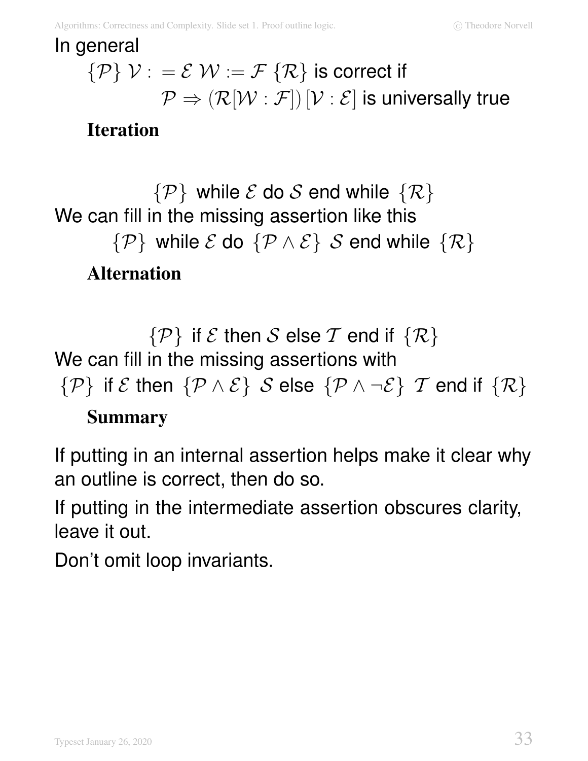In general

$\{\mathcal{P}\}\ \mathcal{V} := \mathcal{E}\ \mathcal{W} := \mathcal{F}\ \{\mathcal{R}\}$ is correct if

$\mathcal{P} \Rightarrow (\mathcal{R}[\mathcal{W} : \mathcal{F}])\,[\mathcal{V} : \mathcal{E}]$ is universally true

**Iteration**

$\{\mathcal{P}\}$ while $\mathcal{E}$ do $\mathcal{S}$ end while $\{\mathcal{R}\}$

We can fill in the missing assertion like this

$\{\mathcal{P}\}$ while $\mathcal{E}$ do $\{\mathcal{P} \wedge \mathcal{E}\}$ $\mathcal{S}$ end while $\{\mathcal{R}\}$

**Alternation**

$\{\mathcal{P}\}$ if $\mathcal{E}$ then $\mathcal{S}$ else $\mathcal{T}$ end if $\{\mathcal{R}\}$

We can fill in the missing assertions with

$\{\mathcal{P}\}$ if $\mathcal{E}$ then $\{\mathcal{P} \wedge \mathcal{E}\}$ $\mathcal{S}$ else $\{\mathcal{P} \wedge \neg\mathcal{E}\}$ $\mathcal{T}$ end if $\{\mathcal{R}\}$

**Summary**

If putting in an internal assertion helps make it clear why an outline is correct, then do so.

If putting in the intermediate assertion obscures clarity, leave it out.

Don't omit loop invariants.